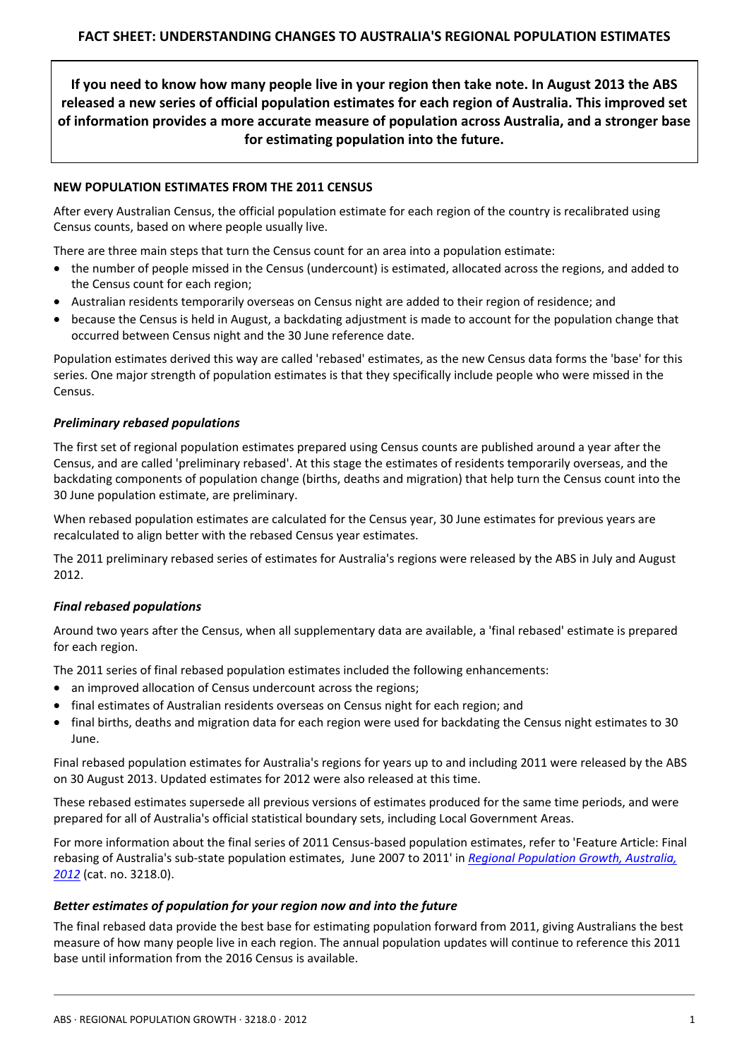# FACT SHEET: UNDERSTANDING CHANGES TO AUSTRALIA'S REGIONAL POPULATION ESTIMATES

**If you need to know how many people live in your region then take note. In August 2013 the ABS released a new series of official population estimates for each region of Australia. This improved set of information provides a more accurate measure of population across Australia, and a stronger base for estimating population into the future.**

## NEW POPULATION ESTIMATES FROM THE 2011 CENSUS

After every Australian Census, the official population estimate for each region of the country is recalibrated using Census counts, based on where people usually live.

There are three main steps that turn the Census count for an area into a population estimate:

- the number of people missed in the Census (undercount) is estimated, allocated across the regions, and added to the Census count for each region;
- Australian residents temporarily overseas on Census night are added to their region of residence; and
- because the Census is held in August, a backdating adjustment is made to account for the population change that occurred between Census night and the 30 June reference date.

Population estimates derived this way are called 'rebased' estimates, as the new Census data forms the 'base' for this series. One major strength of population estimates is that they specifically include people who were missed in the Census.

### *Preliminary rebased populations*

The first set of regional population estimates prepared using Census counts are published around a year after the Census, and are called 'preliminary rebased'. At this stage the estimates of residents temporarily overseas, and the backdating components of population change (births, deaths and migration) that help turn the Census count into the 30 June population estimate, are preliminary.

When rebased population estimates are calculated for the Census year, 30 June estimates for previous years are recalculated to align better with the rebased Census year estimates.

The 2011 preliminary rebased series of estimates for Australia's regions were released by the ABS in July and August 2012.

### *Final rebased populations*

Around two years after the Census, when all supplementary data are available, a 'final rebased' estimate is prepared for each region.

The 2011 series of final rebased population estimates included the following enhancements:

- an improved allocation of Census undercount across the regions;
- final estimates of Australian residents overseas on Census night for each region; and
- final births, deaths and migration data for each region were used for backdating the Census night estimates to 30 June.

Final rebased population estimates for Australia's regions for years up to and including 2011 were released by the ABS on 30 August 2013. Updated estimates for 2012 were also released at this time.

These rebased estimates supersede all previous versions of estimates produced for the same time periods, and were prepared for all of Australia's official statistical boundary sets, including Local Government Areas.

For more information about the final series of 2011 Census-based population estimates, refer to 'Feature Article: Final rebasing of Australia's sub-state population estimates, June 2007 to 2011' in *Regional Population Growth, Australia, 2012* (cat. no. 3218.0).

### *Better estimates of population for your region now and into the future*

The final rebased data provide the best base for estimating population forward from 2011, giving Australians the best measure of how many people live in each region. The annual population updates will continue to reference this 2011 base until information from the 2016 Census is available.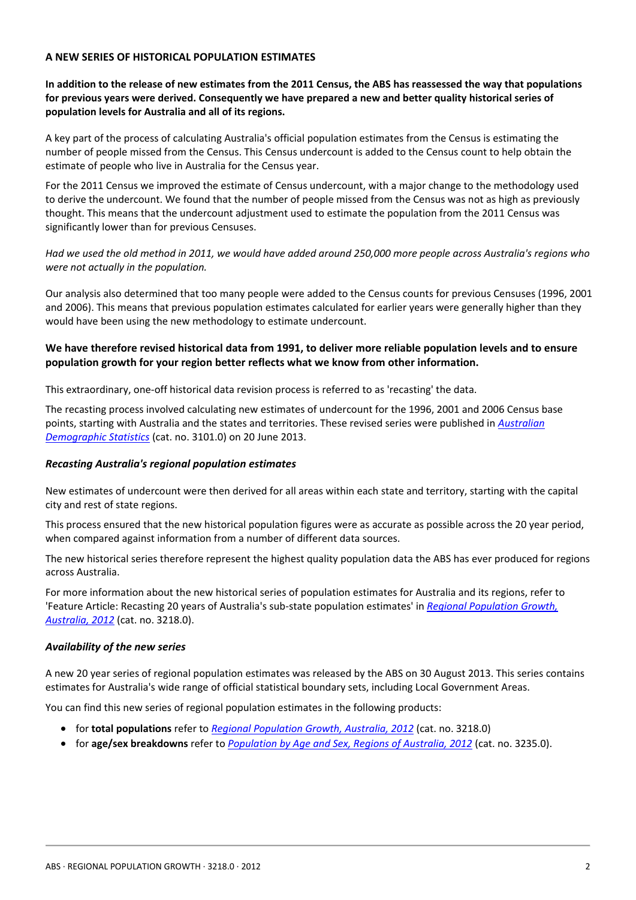## A NEW SERIES OF HISTORICAL POPULATION ESTIMATES

**In addition to the release of new estimates from the 2011 Census, the ABS has reassessed the way that populations for previous years were derived. Consequently we have prepared a new and better quality historical series of population levels for Australia and all of its regions.**

A key part of the process of calculating Australia's official population estimates from the Census is estimating the number of people missed from the Census. This Census undercount is added to the Census count to help obtain the estimate of people who live in Australia for the Census year.

For the 2011 Census we improved the estimate of Census undercount, with a major change to the methodology used to derive the undercount. We found that the number of people missed from the Census was not as high as previously thought. This means that the undercount adjustment used to estimate the population from the 2011 Census was significantly lower than for previous Censuses.

*Had we used the old method in 2011, we would have added around 250,000 more people across Australia's regions who were not actually in the population.*

Our analysis also determined that too many people were added to the Census counts for previous Censuses (1996, 2001 and 2006). This means that previous population estimates calculated for earlier years were generally higher than they would have been using the new methodology to estimate undercount.

**We have therefore revised historical data from 1991, to deliver more reliable population levels and to ensure population growth for your region better reflects what we know from other information.**

This extraordinary, one-off historical data revision process is referred to as 'recasting' the data.

The recasting process involved calculating new estimates of undercount for the 1996, 2001 and 2006 Census base points, starting with Australia and the states and territories. These revised series were published in *Australian Demographic Statistics* (cat. no. 3101.0) on 20 June 2013.

### *Recasting Australia's regional population estimates*

New estimates of undercount were then derived for all areas within each state and territory, starting with the capital city and rest of state regions.

This process ensured that the new historical population figures were as accurate as possible across the 20 year period, when compared against information from a number of different data sources.

The new historical series therefore represent the highest quality population data the ABS has ever produced for regions across Australia.

For more information about the new historical series of population estimates for Australia and its regions, refer to 'Feature Article: Recasting 20 years of Australia's sub-state population estimates' in *Regional Population Growth, Australia, 2012* (cat. no. 3218.0).

### *Availability of the new series*

A new 20 year series of regional population estimates was released by the ABS on 30 August 2013. This series contains estimates for Australia's wide range of official statistical boundary sets, including Local Government Areas.

You can find this new series of regional population estimates in the following products:

- for **total populations** refer to *Regional Population Growth, Australia, 2012* (cat. no. 3218.0)
- for **age/sex breakdowns** refer to *Population by Age and Sex, Regions of Australia, 2012* (cat. no. 3235.0).